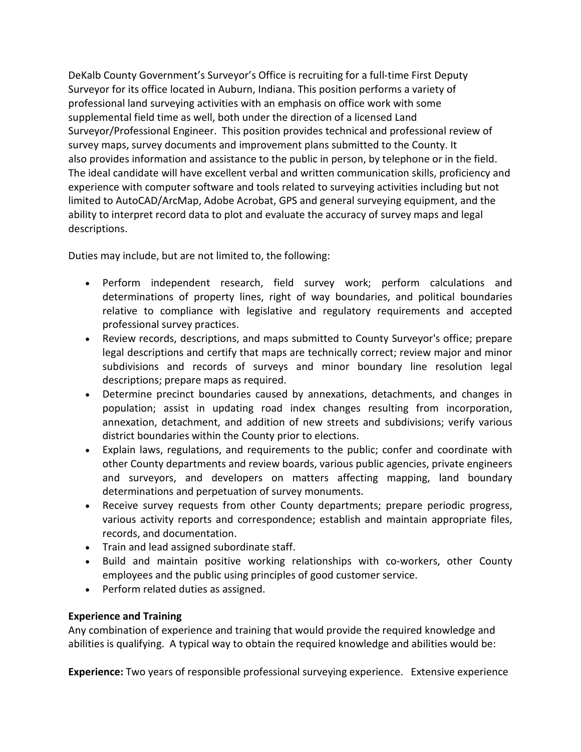DeKalb County Government's Surveyor's Office is recruiting for a full-time First Deputy Surveyor for its office located in Auburn, Indiana. This position performs a variety of professional land surveying activities with an emphasis on office work with some supplemental field time as well, both under the direction of a licensed Land Surveyor/Professional Engineer. This position provides technical and professional review of survey maps, survey documents and improvement plans submitted to the County. It also provides information and assistance to the public in person, by telephone or in the field. The ideal candidate will have excellent verbal and written communication skills, proficiency and experience with computer software and tools related to surveying activities including but not limited to AutoCAD/ArcMap, Adobe Acrobat, GPS and general surveying equipment, and the ability to interpret record data to plot and evaluate the accuracy of survey maps and legal descriptions.

Duties may include, but are not limited to, the following:

- Perform independent research, field survey work; perform calculations and determinations of property lines, right of way boundaries, and political boundaries relative to compliance with legislative and regulatory requirements and accepted professional survey practices.
- Review records, descriptions, and maps submitted to County Surveyor's office; prepare legal descriptions and certify that maps are technically correct; review major and minor subdivisions and records of surveys and minor boundary line resolution legal descriptions; prepare maps as required.
- Determine precinct boundaries caused by annexations, detachments, and changes in population; assist in updating road index changes resulting from incorporation, annexation, detachment, and addition of new streets and subdivisions; verify various district boundaries within the County prior to elections.
- Explain laws, regulations, and requirements to the public; confer and coordinate with other County departments and review boards, various public agencies, private engineers and surveyors, and developers on matters affecting mapping, land boundary determinations and perpetuation of survey monuments.
- Receive survey requests from other County departments; prepare periodic progress, various activity reports and correspondence; establish and maintain appropriate files, records, and documentation.
- Train and lead assigned subordinate staff.
- Build and maintain positive working relationships with co-workers, other County employees and the public using principles of good customer service.
- Perform related duties as assigned.

**Experience and Training**

Any combination of experience and training that would provide the required knowledge and abilities is qualifying. A typical way to obtain the required knowledge and abilities would be:

**Experience:** Two years of responsible professional surveying experience. Extensive experience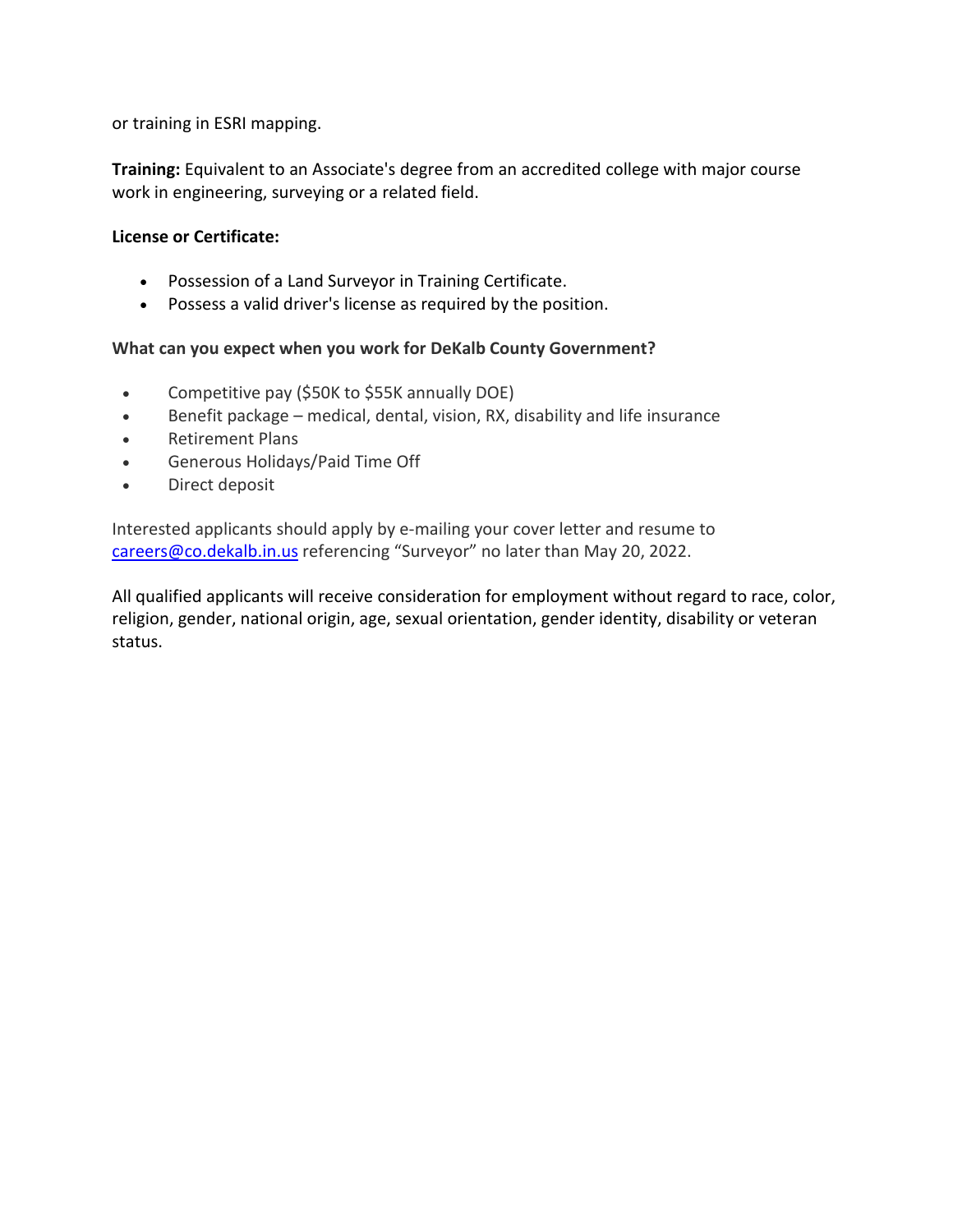or training in ESRI mapping.

**Training:** Equivalent to an Associate's degree from an accredited college with major course work in engineering, surveying or a related field.

**License or Certificate:**

- Possession of a Land Surveyor in Training Certificate.
- Possess a valid driver's license as required by the position.

**What can you expect when you work for DeKalb County Government?**

- Competitive pay ($50K to $55K annually DOE)
- Benefit package – medical, dental, vision, RX, disability and life insurance
- Retirement Plans
- Generous Holidays/Paid Time Off
- Direct deposit

Interested applicants should apply by e-mailing your cover letter and resume to careers@co.dekalb.in.us referencing “Surveyor” no later than May 20, 2022.

All qualified applicants will receive consideration for employment without regard to race, color, religion, gender, national origin, age, sexual orientation, gender identity, disability or veteran status.